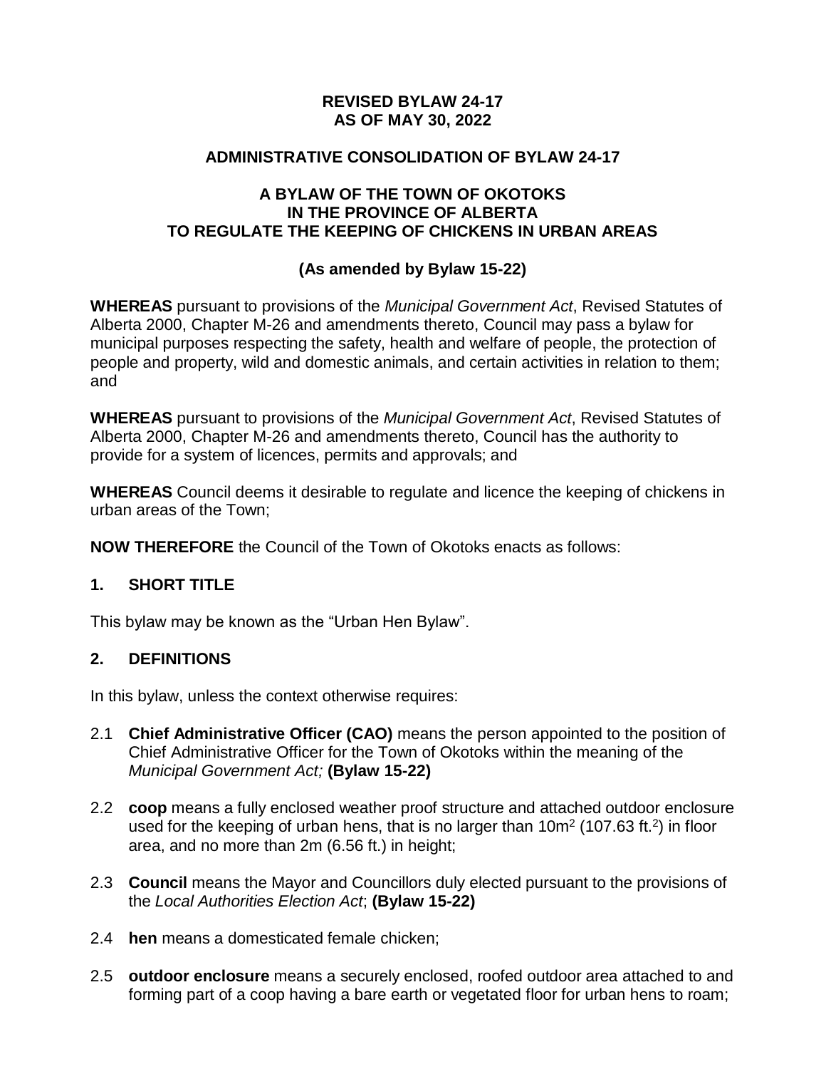**REVISED BYLAW 24-17**
**AS OF MAY 30, 2022**

**ADMINISTRATIVE CONSOLIDATION OF BYLAW 24-17**

**A BYLAW OF THE TOWN OF OKOTOKS**
**IN THE PROVINCE OF ALBERTA**
**TO REGULATE THE KEEPING OF CHICKENS IN URBAN AREAS**

**(As amended by Bylaw 15-22)**

**WHEREAS** pursuant to provisions of the *Municipal Government Act*, Revised Statutes of Alberta 2000, Chapter M-26 and amendments thereto, Council may pass a bylaw for municipal purposes respecting the safety, health and welfare of people, the protection of people and property, wild and domestic animals, and certain activities in relation to them; and

**WHEREAS** pursuant to provisions of the *Municipal Government Act*, Revised Statutes of Alberta 2000, Chapter M-26 and amendments thereto, Council has the authority to provide for a system of licences, permits and approvals; and

**WHEREAS** Council deems it desirable to regulate and licence the keeping of chickens in urban areas of the Town;

**NOW THEREFORE** the Council of the Town of Okotoks enacts as follows:

## 1. SHORT TITLE

This bylaw may be known as the "Urban Hen Bylaw".

## 2. DEFINITIONS

In this bylaw, unless the context otherwise requires:

2.1 **Chief Administrative Officer (CAO)** means the person appointed to the position of Chief Administrative Officer for the Town of Okotoks within the meaning of the *Municipal Government Act;* **(Bylaw 15-22)**

2.2 **coop** means a fully enclosed weather proof structure and attached outdoor enclosure used for the keeping of urban hens, that is no larger than $10m^2$ (107.63 $ft.^2$) in floor area, and no more than 2m (6.56 ft.) in height;

2.3 **Council** means the Mayor and Councillors duly elected pursuant to the provisions of the *Local Authorities Election Act*; **(Bylaw 15-22)**

2.4 **hen** means a domesticated female chicken;

2.5 **outdoor enclosure** means a securely enclosed, roofed outdoor area attached to and forming part of a coop having a bare earth or vegetated floor for urban hens to roam;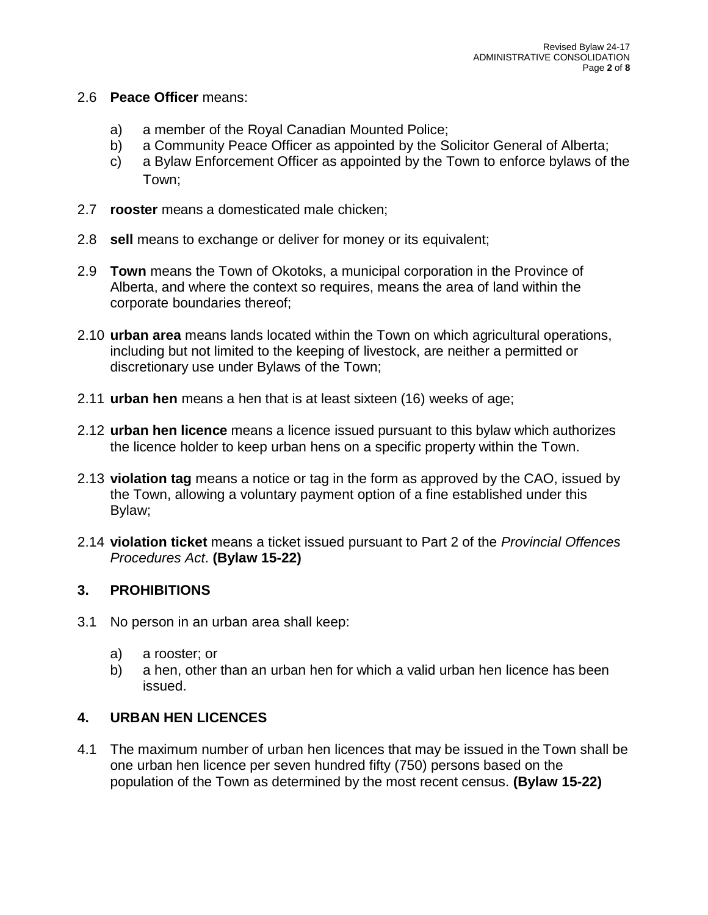2.6 **Peace Officer** means:

a) a member of the Royal Canadian Mounted Police;
b) a Community Peace Officer as appointed by the Solicitor General of Alberta;
c) a Bylaw Enforcement Officer as appointed by the Town to enforce bylaws of the Town;

2.7 **rooster** means a domesticated male chicken;

2.8 **sell** means to exchange or deliver for money or its equivalent;

2.9 **Town** means the Town of Okotoks, a municipal corporation in the Province of Alberta, and where the context so requires, means the area of land within the corporate boundaries thereof;

2.10 **urban area** means lands located within the Town on which agricultural operations, including but not limited to the keeping of livestock, are neither a permitted or discretionary use under Bylaws of the Town;

2.11 **urban hen** means a hen that is at least sixteen (16) weeks of age;

2.12 **urban hen licence** means a licence issued pursuant to this bylaw which authorizes the licence holder to keep urban hens on a specific property within the Town.

2.13 **violation tag** means a notice or tag in the form as approved by the CAO, issued by the Town, allowing a voluntary payment option of a fine established under this Bylaw;

2.14 **violation ticket** means a ticket issued pursuant to Part 2 of the *Provincial Offences Procedures Act*. **(Bylaw 15-22)**

## 3. PROHIBITIONS

3.1 No person in an urban area shall keep:

a) a rooster; or
b) a hen, other than an urban hen for which a valid urban hen licence has been issued.

## 4. URBAN HEN LICENCES

4.1 The maximum number of urban hen licences that may be issued in the Town shall be one urban hen licence per seven hundred fifty (750) persons based on the population of the Town as determined by the most recent census. **(Bylaw 15-22)**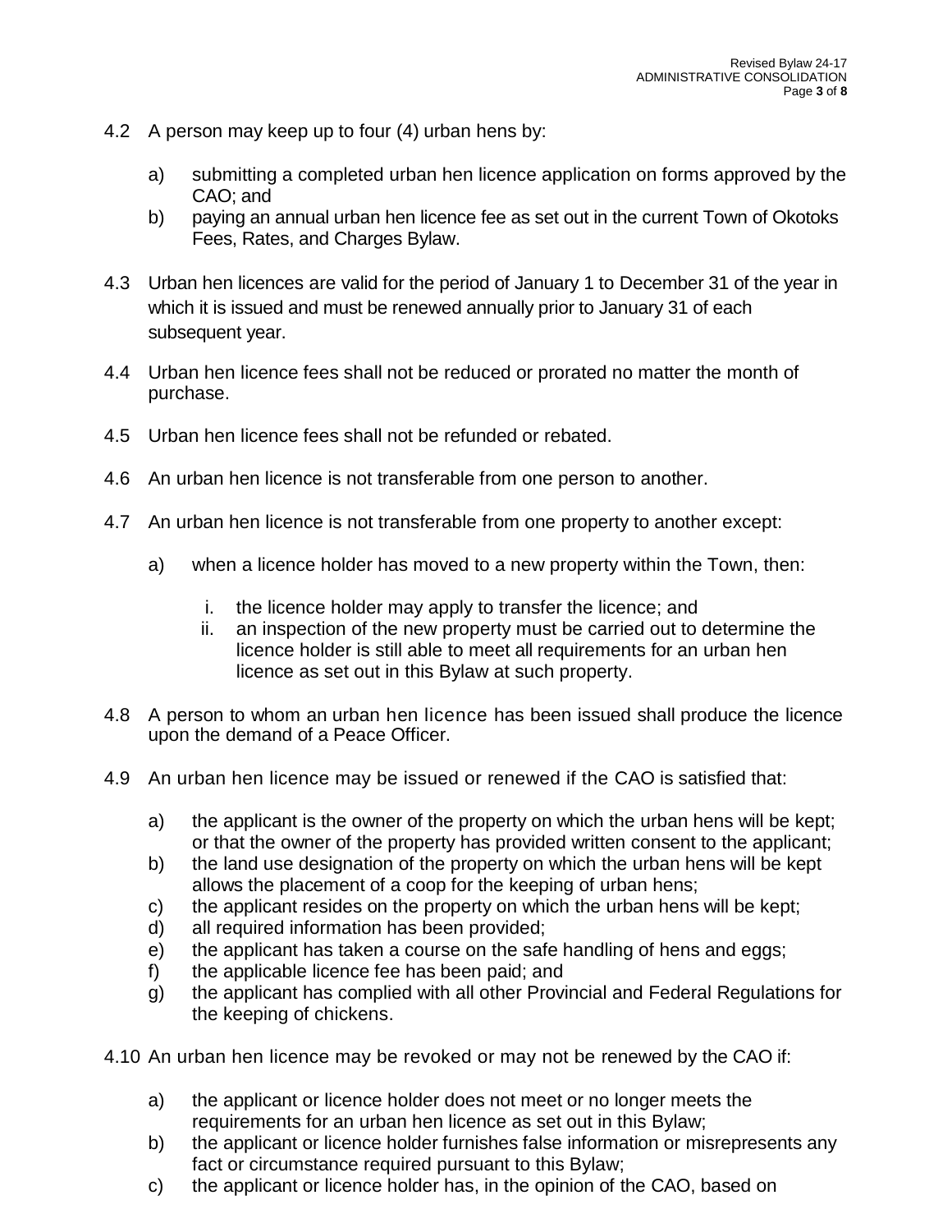4.2 A person may keep up to four (4) urban hens by:

a) submitting a completed urban hen licence application on forms approved by the CAO; and
b) paying an annual urban hen licence fee as set out in the current Town of Okotoks Fees, Rates, and Charges Bylaw.

4.3 Urban hen licences are valid for the period of January 1 to December 31 of the year in which it is issued and must be renewed annually prior to January 31 of each subsequent year.

4.4 Urban hen licence fees shall not be reduced or prorated no matter the month of purchase.

4.5 Urban hen licence fees shall not be refunded or rebated.

4.6 An urban hen licence is not transferable from one person to another.

4.7 An urban hen licence is not transferable from one property to another except:

a) when a licence holder has moved to a new property within the Town, then:

i. the licence holder may apply to transfer the licence; and
ii. an inspection of the new property must be carried out to determine the licence holder is still able to meet all requirements for an urban hen licence as set out in this Bylaw at such property.

4.8 A person to whom an urban hen licence has been issued shall produce the licence upon the demand of a Peace Officer.

4.9 An urban hen licence may be issued or renewed if the CAO is satisfied that:

a) the applicant is the owner of the property on which the urban hens will be kept; or that the owner of the property has provided written consent to the applicant;
b) the land use designation of the property on which the urban hens will be kept allows the placement of a coop for the keeping of urban hens;
c) the applicant resides on the property on which the urban hens will be kept;
d) all required information has been provided;
e) the applicant has taken a course on the safe handling of hens and eggs;
f) the applicable licence fee has been paid; and
g) the applicant has complied with all other Provincial and Federal Regulations for the keeping of chickens.

4.10 An urban hen licence may be revoked or may not be renewed by the CAO if:

a) the applicant or licence holder does not meet or no longer meets the requirements for an urban hen licence as set out in this Bylaw;
b) the applicant or licence holder furnishes false information or misrepresents any fact or circumstance required pursuant to this Bylaw;
c) the applicant or licence holder has, in the opinion of the CAO, based on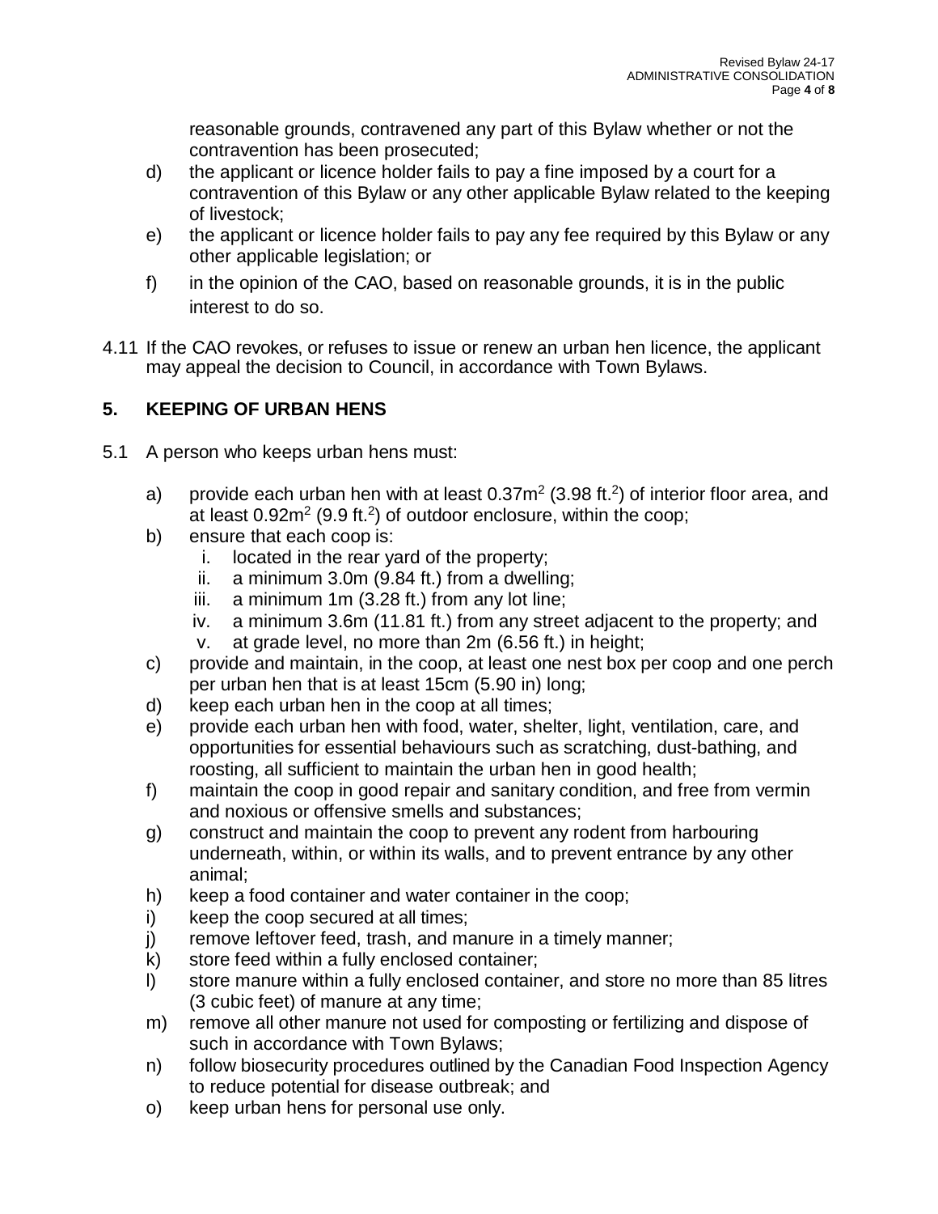reasonable grounds, contravened any part of this Bylaw whether or not the contravention has been prosecuted;

d) the applicant or licence holder fails to pay a fine imposed by a court for a contravention of this Bylaw or any other applicable Bylaw related to the keeping of livestock;

e) the applicant or licence holder fails to pay any fee required by this Bylaw or any other applicable legislation; or

f) in the opinion of the CAO, based on reasonable grounds, it is in the public interest to do so.

4.11 If the CAO revokes, or refuses to issue or renew an urban hen licence, the applicant may appeal the decision to Council, in accordance with Town Bylaws.

## 5. KEEPING OF URBAN HENS

5.1 A person who keeps urban hens must:

a) provide each urban hen with at least $0.37m^2$ ($3.98 ft.^2$) of interior floor area, and at least $0.92m^2$ ($9.9 ft.^2$) of outdoor enclosure, within the coop;

b) ensure that each coop is:
   i. located in the rear yard of the property;
   ii. a minimum 3.0m (9.84 ft.) from a dwelling;
   iii. a minimum 1m (3.28 ft.) from any lot line;
   iv. a minimum 3.6m (11.81 ft.) from any street adjacent to the property; and
   v. at grade level, no more than 2m (6.56 ft.) in height;

c) provide and maintain, in the coop, at least one nest box per coop and one perch per urban hen that is at least 15cm (5.90 in) long;

d) keep each urban hen in the coop at all times;

e) provide each urban hen with food, water, shelter, light, ventilation, care, and opportunities for essential behaviours such as scratching, dust-bathing, and roosting, all sufficient to maintain the urban hen in good health;

f) maintain the coop in good repair and sanitary condition, and free from vermin and noxious or offensive smells and substances;

g) construct and maintain the coop to prevent any rodent from harbouring underneath, within, or within its walls, and to prevent entrance by any other animal;

h) keep a food container and water container in the coop;

i) keep the coop secured at all times;

j) remove leftover feed, trash, and manure in a timely manner;

k) store feed within a fully enclosed container;

l) store manure within a fully enclosed container, and store no more than 85 litres (3 cubic feet) of manure at any time;

m) remove all other manure not used for composting or fertilizing and dispose of such in accordance with Town Bylaws;

n) follow biosecurity procedures outlined by the Canadian Food Inspection Agency to reduce potential for disease outbreak; and

o) keep urban hens for personal use only.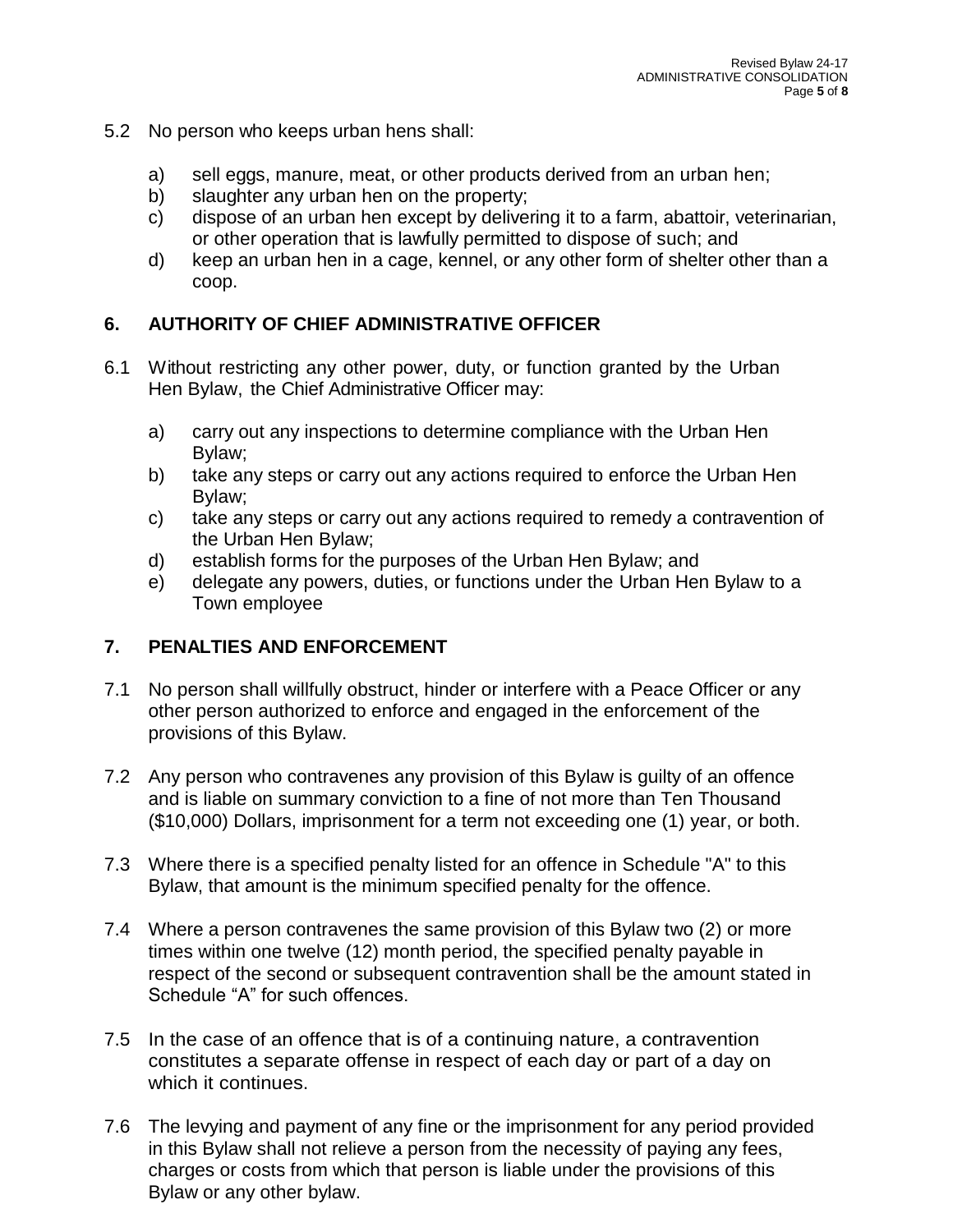5.2 No person who keeps urban hens shall:

a) sell eggs, manure, meat, or other products derived from an urban hen;
b) slaughter any urban hen on the property;
c) dispose of an urban hen except by delivering it to a farm, abattoir, veterinarian, or other operation that is lawfully permitted to dispose of such; and
d) keep an urban hen in a cage, kennel, or any other form of shelter other than a coop.

## 6. AUTHORITY OF CHIEF ADMINISTRATIVE OFFICER

6.1 Without restricting any other power, duty, or function granted by the Urban Hen Bylaw, the Chief Administrative Officer may:

a) carry out any inspections to determine compliance with the Urban Hen Bylaw;
b) take any steps or carry out any actions required to enforce the Urban Hen Bylaw;
c) take any steps or carry out any actions required to remedy a contravention of the Urban Hen Bylaw;
d) establish forms for the purposes of the Urban Hen Bylaw; and
e) delegate any powers, duties, or functions under the Urban Hen Bylaw to a Town employee

## 7. PENALTIES AND ENFORCEMENT

7.1 No person shall willfully obstruct, hinder or interfere with a Peace Officer or any other person authorized to enforce and engaged in the enforcement of the provisions of this Bylaw.

7.2 Any person who contravenes any provision of this Bylaw is guilty of an offence and is liable on summary conviction to a fine of not more than Ten Thousand ($10,000) Dollars, imprisonment for a term not exceeding one (1) year, or both.

7.3 Where there is a specified penalty listed for an offence in Schedule "A" to this Bylaw, that amount is the minimum specified penalty for the offence.

7.4 Where a person contravenes the same provision of this Bylaw two (2) or more times within one twelve (12) month period, the specified penalty payable in respect of the second or subsequent contravention shall be the amount stated in Schedule "A" for such offences.

7.5 In the case of an offence that is of a continuing nature, a contravention constitutes a separate offense in respect of each day or part of a day on which it continues.

7.6 The levying and payment of any fine or the imprisonment for any period provided in this Bylaw shall not relieve a person from the necessity of paying any fees, charges or costs from which that person is liable under the provisions of this Bylaw or any other bylaw.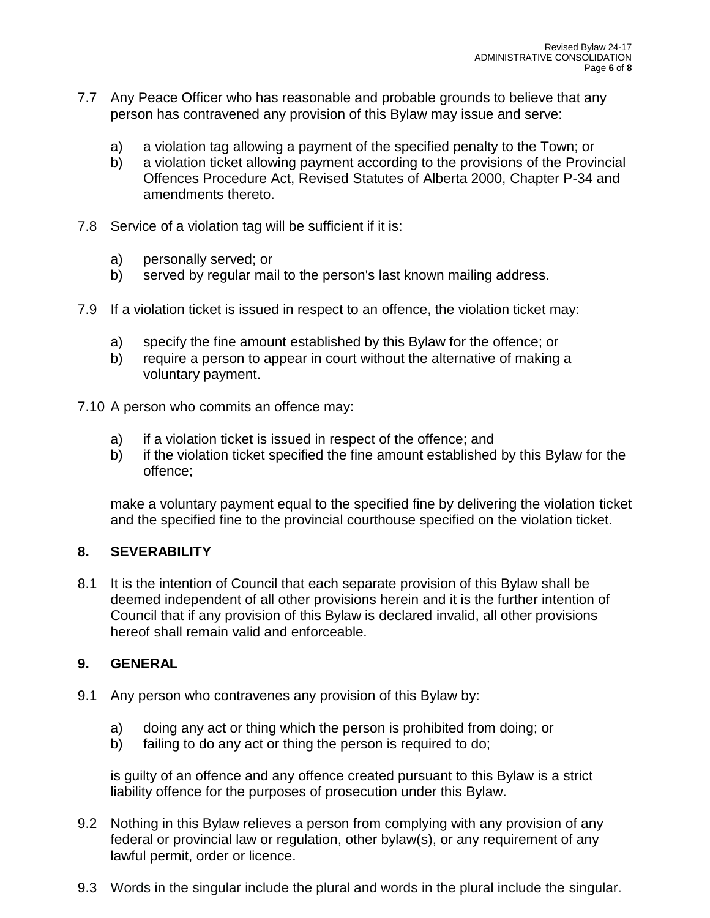7.7 Any Peace Officer who has reasonable and probable grounds to believe that any person has contravened any provision of this Bylaw may issue and serve:

   a) a violation tag allowing a payment of the specified penalty to the Town; or
   b) a violation ticket allowing payment according to the provisions of the Provincial Offences Procedure Act, Revised Statutes of Alberta 2000, Chapter P-34 and amendments thereto.

7.8 Service of a violation tag will be sufficient if it is:

   a) personally served; or
   b) served by regular mail to the person's last known mailing address.

7.9 If a violation ticket is issued in respect to an offence, the violation ticket may:

   a) specify the fine amount established by this Bylaw for the offence; or
   b) require a person to appear in court without the alternative of making a voluntary payment.

7.10 A person who commits an offence may:

   a) if a violation ticket is issued in respect of the offence; and
   b) if the violation ticket specified the fine amount established by this Bylaw for the offence;

   make a voluntary payment equal to the specified fine by delivering the violation ticket and the specified fine to the provincial courthouse specified on the violation ticket.

## 8. SEVERABILITY

8.1 It is the intention of Council that each separate provision of this Bylaw shall be deemed independent of all other provisions herein and it is the further intention of Council that if any provision of this Bylaw is declared invalid, all other provisions hereof shall remain valid and enforceable.

## 9. GENERAL

9.1 Any person who contravenes any provision of this Bylaw by:

   a) doing any act or thing which the person is prohibited from doing; or
   b) failing to do any act or thing the person is required to do;

   is guilty of an offence and any offence created pursuant to this Bylaw is a strict liability offence for the purposes of prosecution under this Bylaw.

9.2 Nothing in this Bylaw relieves a person from complying with any provision of any federal or provincial law or regulation, other bylaw(s), or any requirement of any lawful permit, order or licence.

9.3 Words in the singular include the plural and words in the plural include the singular.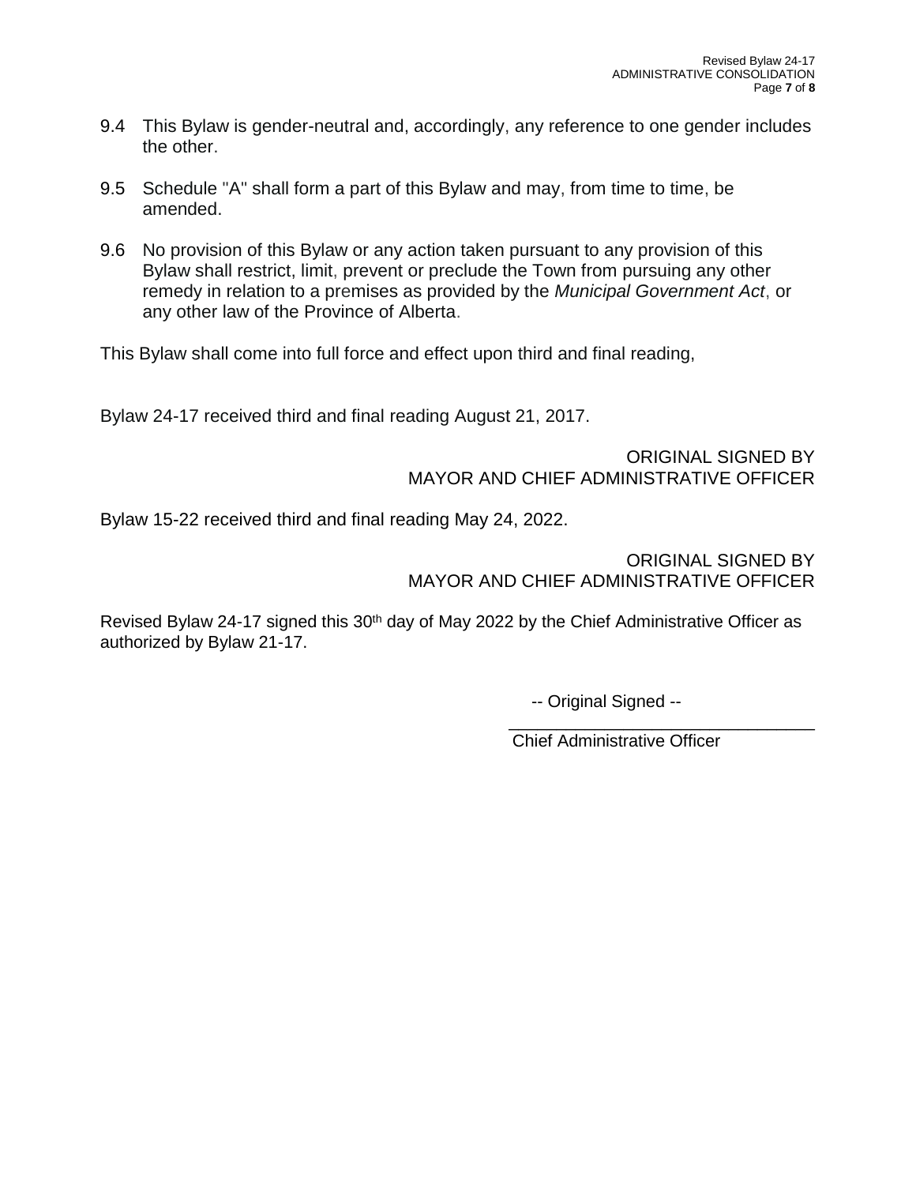9.4 This Bylaw is gender-neutral and, accordingly, any reference to one gender includes the other.

9.5 Schedule "A" shall form a part of this Bylaw and may, from time to time, be amended.

9.6 No provision of this Bylaw or any action taken pursuant to any provision of this Bylaw shall restrict, limit, prevent or preclude the Town from pursuing any other remedy in relation to a premises as provided by the *Municipal Government Act*, or any other law of the Province of Alberta.

This Bylaw shall come into full force and effect upon third and final reading,

Bylaw 24-17 received third and final reading August 21, 2017.

ORIGINAL SIGNED BY
MAYOR AND CHIEF ADMINISTRATIVE OFFICER

Bylaw 15-22 received third and final reading May 24, 2022.

ORIGINAL SIGNED BY
MAYOR AND CHIEF ADMINISTRATIVE OFFICER

Revised Bylaw 24-17 signed this 30th day of May 2022 by the Chief Administrative Officer as authorized by Bylaw 21-17.

-- Original Signed --

\_\_\_\_\_\_\_\_\_\_\_\_\_\_\_\_\_\_\_\_\_\_\_\_\_\_\_\_\_\_\_\_

Chief Administrative Officer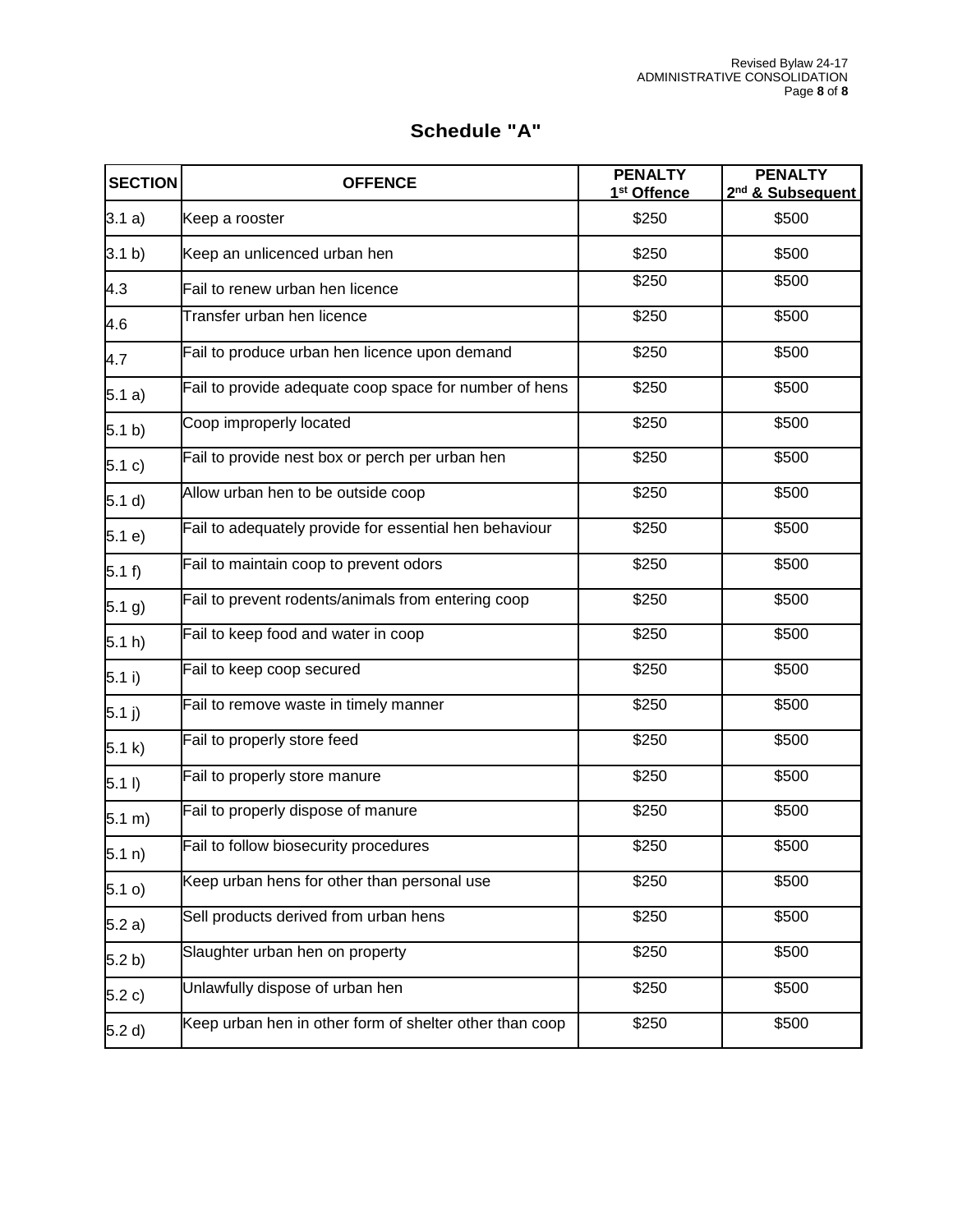## Schedule "A"

| SECTION | OFFENCE | PENALTY 1st Offence | PENALTY 2nd & Subsequent |
|---|---|---|---|
| 3.1 a) | Keep a rooster | $250 | $500 |
| 3.1 b) | Keep an unlicenced urban hen | $250 | $500 |
| 4.3 | Fail to renew urban hen licence | $250 | $500 |
| 4.6 | Transfer urban hen licence | $250 | $500 |
| 4.7 | Fail to produce urban hen licence upon demand | $250 | $500 |
| 5.1 a) | Fail to provide adequate coop space for number of hens | $250 | $500 |
| 5.1 b) | Coop improperly located | $250 | $500 |
| 5.1 c) | Fail to provide nest box or perch per urban hen | $250 | $500 |
| 5.1 d) | Allow urban hen to be outside coop | $250 | $500 |
| 5.1 e) | Fail to adequately provide for essential hen behaviour | $250 | $500 |
| 5.1 f) | Fail to maintain coop to prevent odors | $250 | $500 |
| 5.1 g) | Fail to prevent rodents/animals from entering coop | $250 | $500 |
| 5.1 h) | Fail to keep food and water in coop | $250 | $500 |
| 5.1 i) | Fail to keep coop secured | $250 | $500 |
| 5.1 j) | Fail to remove waste in timely manner | $250 | $500 |
| 5.1 k) | Fail to properly store feed | $250 | $500 |
| 5.1 l) | Fail to properly store manure | $250 | $500 |
| 5.1 m) | Fail to properly dispose of manure | $250 | $500 |
| 5.1 n) | Fail to follow biosecurity procedures | $250 | $500 |
| 5.1 o) | Keep urban hens for other than personal use | $250 | $500 |
| 5.2 a) | Sell products derived from urban hens | $250 | $500 |
| 5.2 b) | Slaughter urban hen on property | $250 | $500 |
| 5.2 c) | Unlawfully dispose of urban hen | $250 | $500 |
| 5.2 d) | Keep urban hen in other form of shelter other than coop | $250 | $500 |